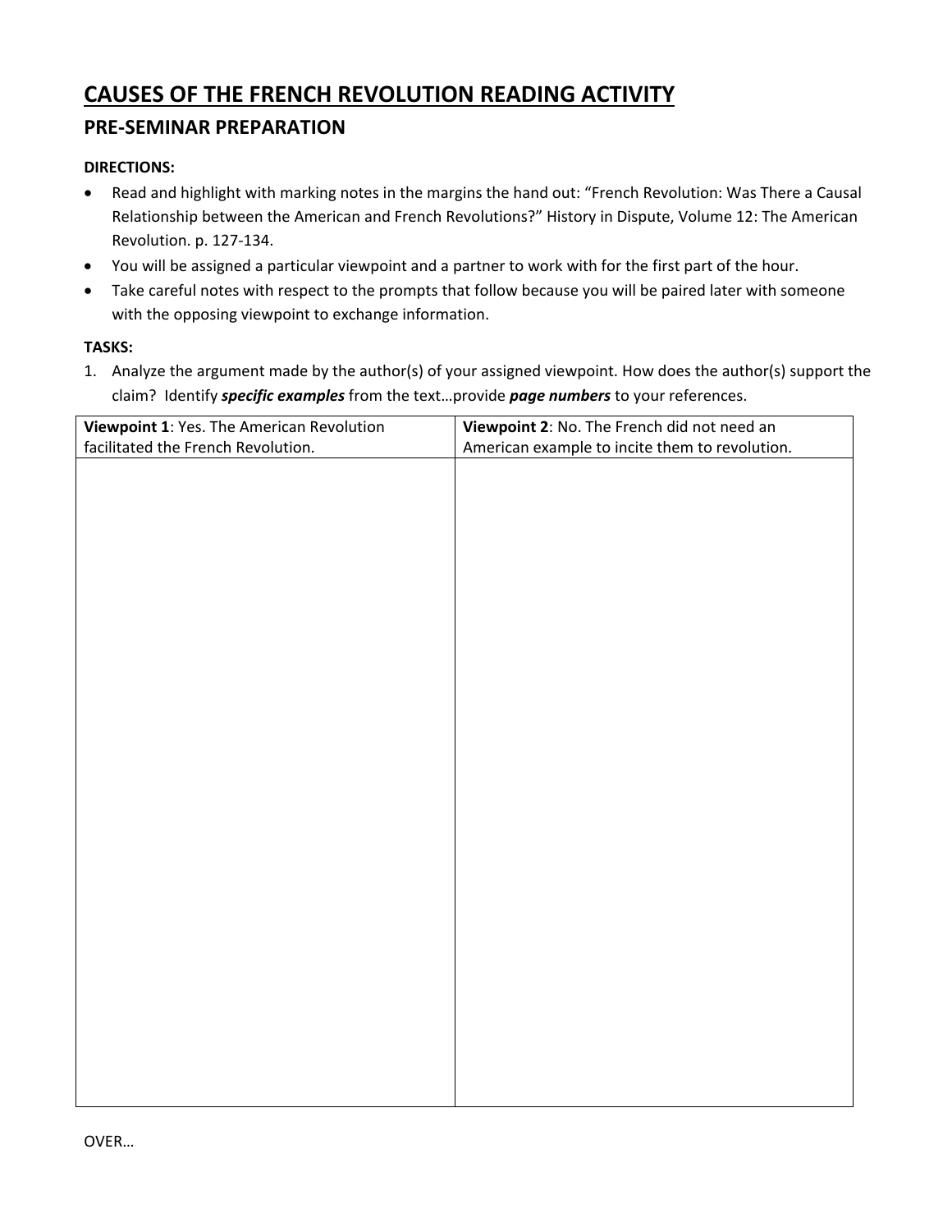# CAUSES OF THE FRENCH REVOLUTION READING ACTIVITY

## PRE-SEMINAR PREPARATION

**DIRECTIONS:**

- Read and highlight with marking notes in the margins the hand out: "French Revolution: Was There a Causal Relationship between the American and French Revolutions?" History in Dispute, Volume 12: The American Revolution. p. 127-134.
- You will be assigned a particular viewpoint and a partner to work with for the first part of the hour.
- Take careful notes with respect to the prompts that follow because you will be paired later with someone with the opposing viewpoint to exchange information.

**TASKS:**

1. Analyze the argument made by the author(s) of your assigned viewpoint. How does the author(s) support the claim? Identify ***specific examples*** from the text…provide ***page numbers*** to your references.

| **Viewpoint 1**: Yes. The American Revolution facilitated the French Revolution. | **Viewpoint 2**: No. The French did not need an American example to incite them to revolution. |
| --- | --- |
| | |

OVER…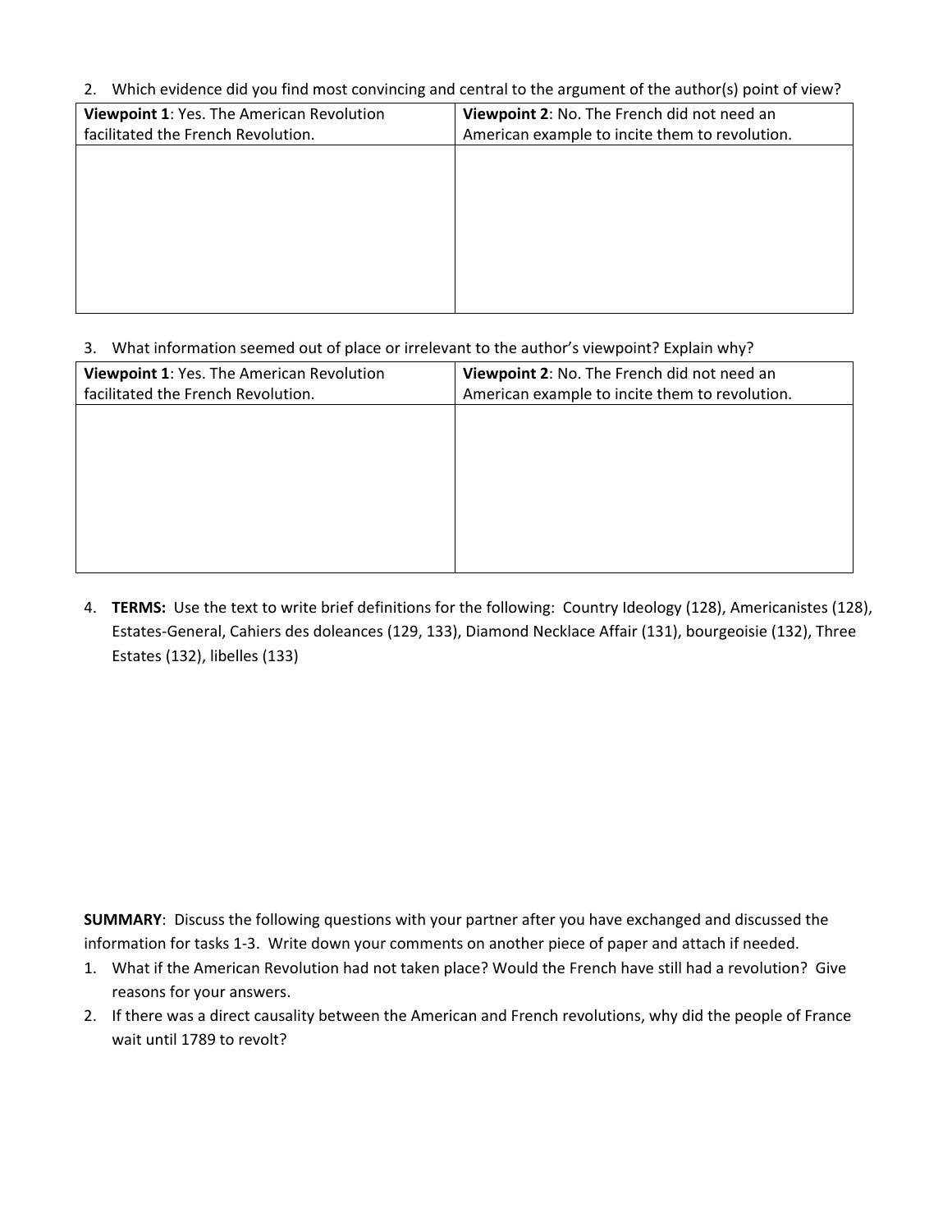2. Which evidence did you find most convincing and central to the argument of the author(s) point of view?

| **Viewpoint 1**: Yes. The American Revolution facilitated the French Revolution. | **Viewpoint 2**: No. The French did not need an American example to incite them to revolution. |
|---|---|
| | |

3. What information seemed out of place or irrelevant to the author's viewpoint? Explain why?

| **Viewpoint 1**: Yes. The American Revolution facilitated the French Revolution. | **Viewpoint 2**: No. The French did not need an American example to incite them to revolution. |
|---|---|
| | |

4. **TERMS:** Use the text to write brief definitions for the following: Country Ideology (128), Americanistes (128), Estates-General, Cahiers des doleances (129, 133), Diamond Necklace Affair (131), bourgeoisie (132), Three Estates (132), libelles (133)

**SUMMARY**: Discuss the following questions with your partner after you have exchanged and discussed the information for tasks 1-3. Write down your comments on another piece of paper and attach if needed.

1. What if the American Revolution had not taken place? Would the French have still had a revolution? Give reasons for your answers.
2. If there was a direct causality between the American and French revolutions, why did the people of France wait until 1789 to revolt?